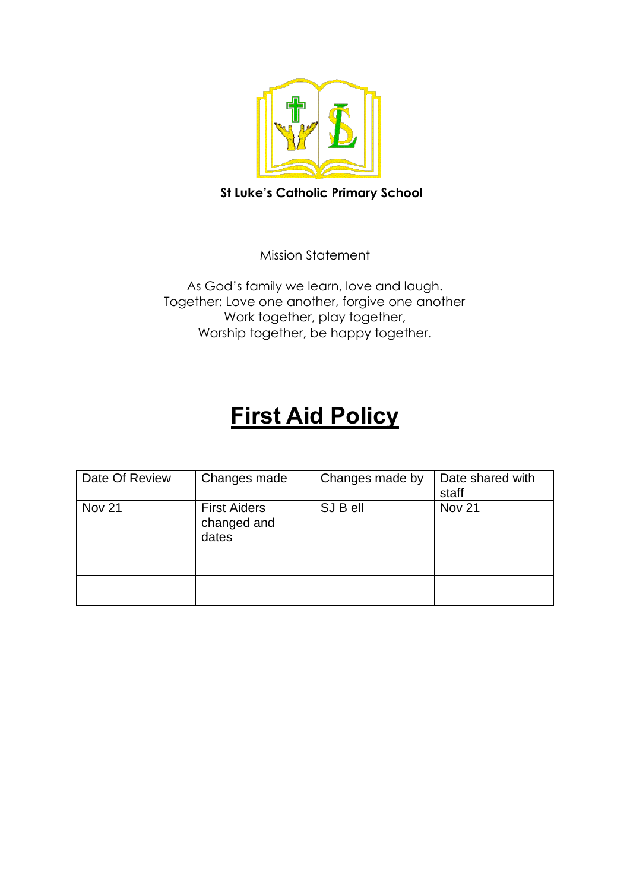**St Luke's Catholic Primary School**

Mission Statement

As God's family we learn, love and laugh.
Together: Love one another, forgive one another
Work together, play together,
Worship together, be happy together.

# First Aid Policy

| Date Of Review | Changes made | Changes made by | Date shared with staff |
|---|---|---|---|
| Nov 21 | First Aiders changed and dates | SJ B ell | Nov 21 |
| | | | |
| | | | |
| | | | |
| | | | |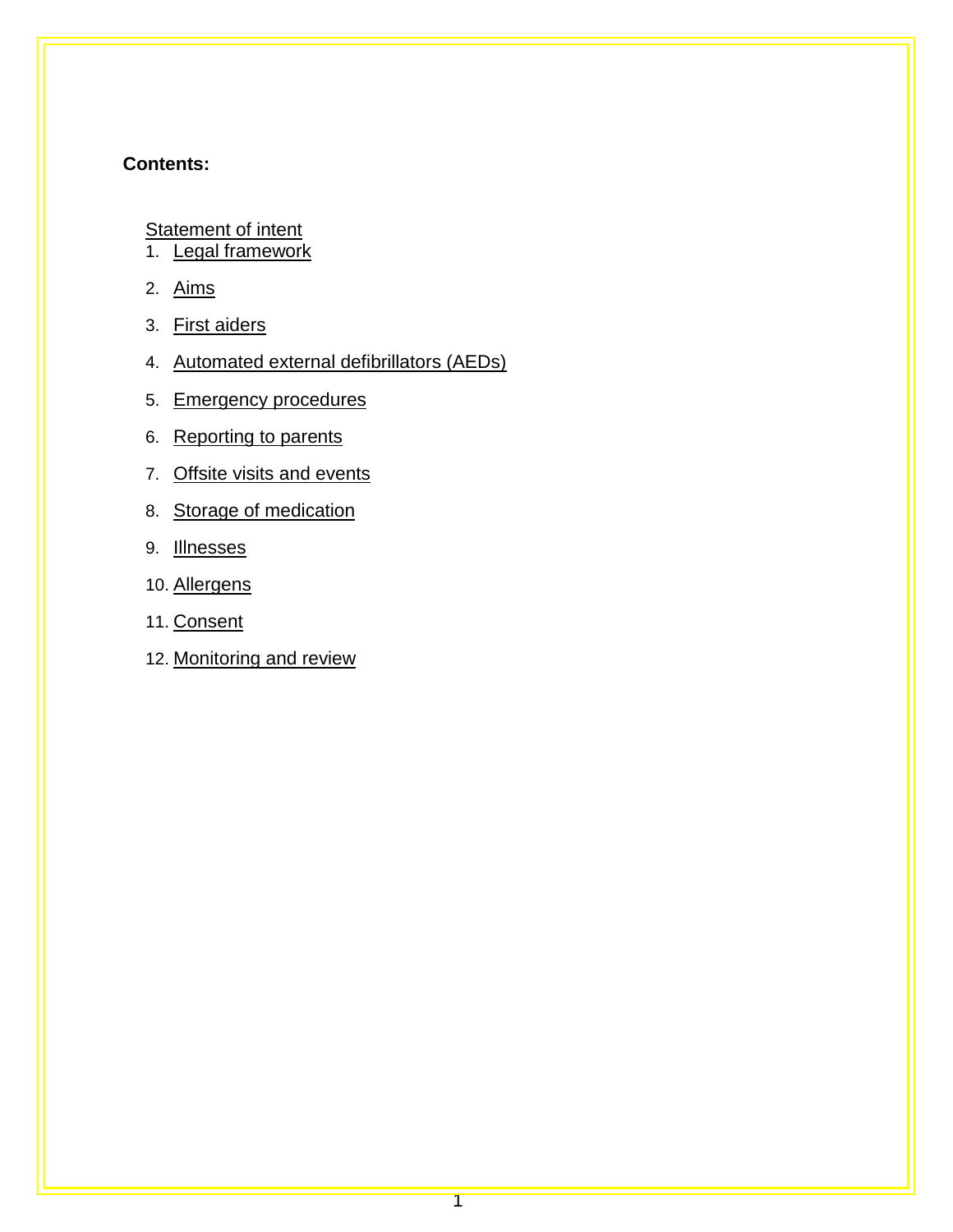**Contents:**

Statement of intent

1. Legal framework
2. Aims
3. First aiders
4. Automated external defibrillators (AEDs)
5. Emergency procedures
6. Reporting to parents
7. Offsite visits and events
8. Storage of medication
9. Illnesses
10. Allergens
11. Consent
12. Monitoring and review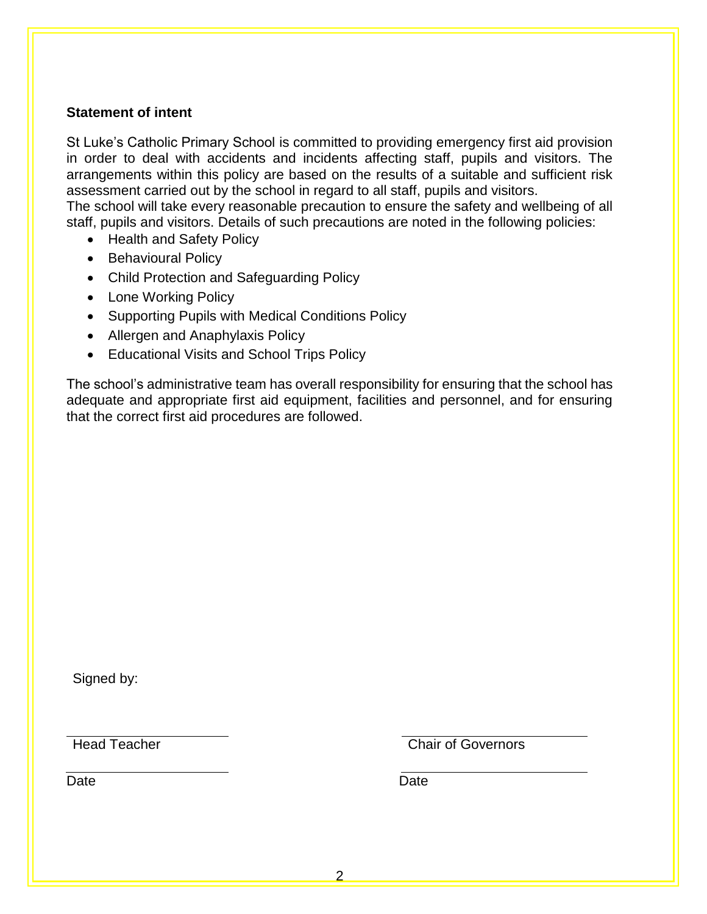**Statement of intent**

St Luke's Catholic Primary School is committed to providing emergency first aid provision in order to deal with accidents and incidents affecting staff, pupils and visitors. The arrangements within this policy are based on the results of a suitable and sufficient risk assessment carried out by the school in regard to all staff, pupils and visitors.
The school will take every reasonable precaution to ensure the safety and wellbeing of all staff, pupils and visitors. Details of such precautions are noted in the following policies:

- Health and Safety Policy
- Behavioural Policy
- Child Protection and Safeguarding Policy
- Lone Working Policy
- Supporting Pupils with Medical Conditions Policy
- Allergen and Anaphylaxis Policy
- Educational Visits and School Trips Policy

The school's administrative team has overall responsibility for ensuring that the school has adequate and appropriate first aid equipment, facilities and personnel, and for ensuring that the correct first aid procedures are followed.

Signed by:

| | |
|---|---|
| ______________________ | ______________________ |
| Head Teacher | Chair of Governors |
| ______________________ | ______________________ |
| Date | Date |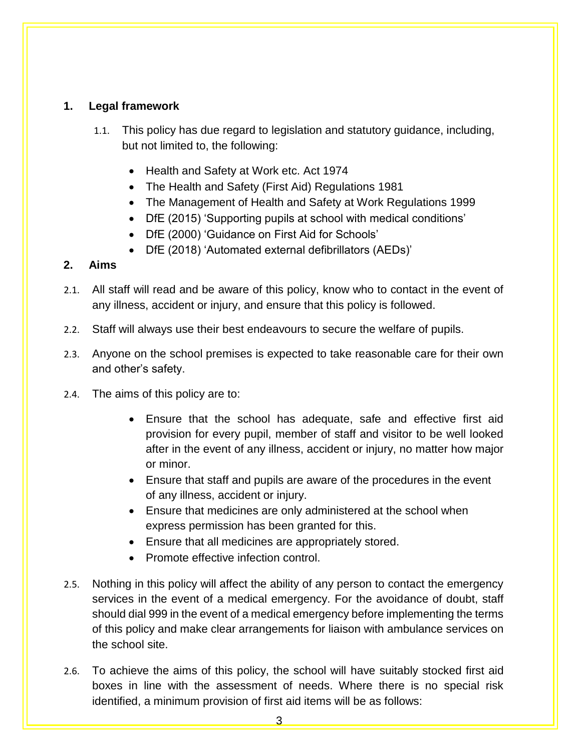## 1. Legal framework

1.1. This policy has due regard to legislation and statutory guidance, including, but not limited to, the following:

- Health and Safety at Work etc. Act 1974
- The Health and Safety (First Aid) Regulations 1981
- The Management of Health and Safety at Work Regulations 1999
- DfE (2015) 'Supporting pupils at school with medical conditions'
- DfE (2000) 'Guidance on First Aid for Schools'
- DfE (2018) 'Automated external defibrillators (AEDs)'

## 2. Aims

2.1. All staff will read and be aware of this policy, know who to contact in the event of any illness, accident or injury, and ensure that this policy is followed.

2.2. Staff will always use their best endeavours to secure the welfare of pupils.

2.3. Anyone on the school premises is expected to take reasonable care for their own and other's safety.

2.4. The aims of this policy are to:

- Ensure that the school has adequate, safe and effective first aid provision for every pupil, member of staff and visitor to be well looked after in the event of any illness, accident or injury, no matter how major or minor.
- Ensure that staff and pupils are aware of the procedures in the event of any illness, accident or injury.
- Ensure that medicines are only administered at the school when express permission has been granted for this.
- Ensure that all medicines are appropriately stored.
- Promote effective infection control.

2.5. Nothing in this policy will affect the ability of any person to contact the emergency services in the event of a medical emergency. For the avoidance of doubt, staff should dial 999 in the event of a medical emergency before implementing the terms of this policy and make clear arrangements for liaison with ambulance services on the school site.

2.6. To achieve the aims of this policy, the school will have suitably stocked first aid boxes in line with the assessment of needs. Where there is no special risk identified, a minimum provision of first aid items will be as follows: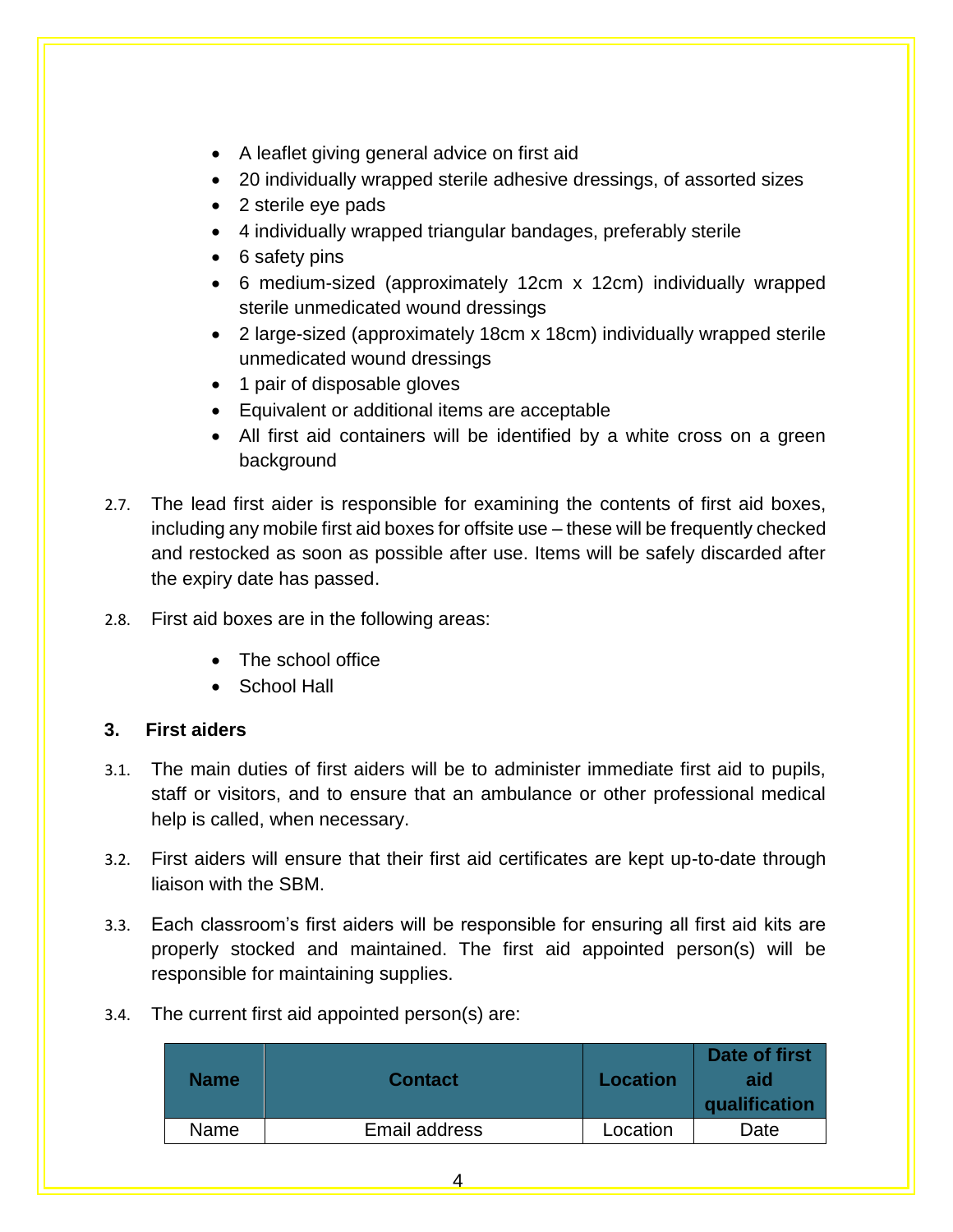- A leaflet giving general advice on first aid
- 20 individually wrapped sterile adhesive dressings, of assorted sizes
- 2 sterile eye pads
- 4 individually wrapped triangular bandages, preferably sterile
- 6 safety pins
- 6 medium-sized (approximately 12cm x 12cm) individually wrapped sterile unmedicated wound dressings
- 2 large-sized (approximately 18cm x 18cm) individually wrapped sterile unmedicated wound dressings
- 1 pair of disposable gloves
- Equivalent or additional items are acceptable
- All first aid containers will be identified by a white cross on a green background

2.7. The lead first aider is responsible for examining the contents of first aid boxes, including any mobile first aid boxes for offsite use – these will be frequently checked and restocked as soon as possible after use. Items will be safely discarded after the expiry date has passed.

2.8. First aid boxes are in the following areas:

- The school office
- School Hall

### 3. First aiders

3.1. The main duties of first aiders will be to administer immediate first aid to pupils, staff or visitors, and to ensure that an ambulance or other professional medical help is called, when necessary.

3.2. First aiders will ensure that their first aid certificates are kept up-to-date through liaison with the SBM.

3.3. Each classroom's first aiders will be responsible for ensuring all first aid kits are properly stocked and maintained. The first aid appointed person(s) will be responsible for maintaining supplies.

3.4. The current first aid appointed person(s) are:

| Name | Contact | Location | Date of first aid qualification |
|---|---|---|---|
| Name | Email address | Location | Date |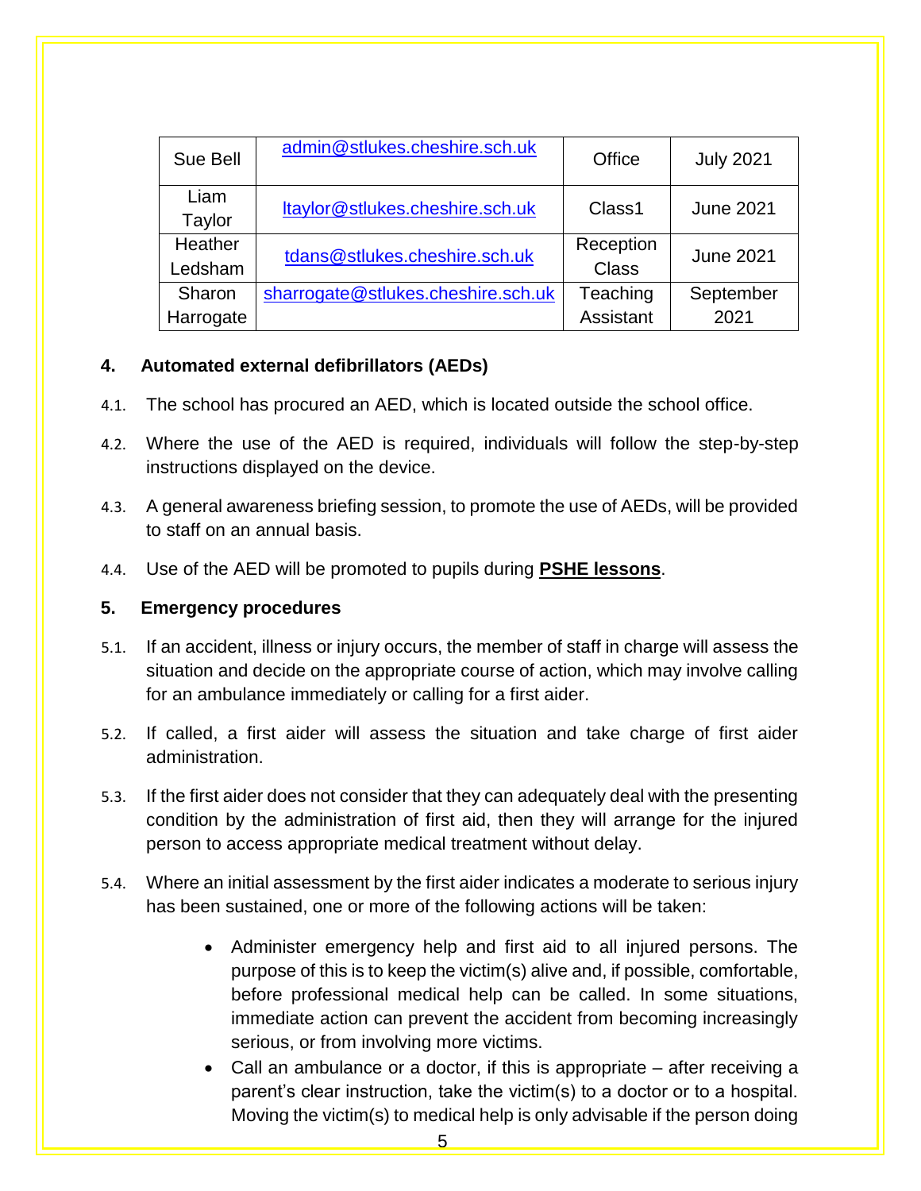| Sue Bell | admin@stlukes.cheshire.sch.uk | Office | July 2021 |
|---|---|---|---|
| Liam Taylor | ltaylor@stlukes.cheshire.sch.uk | Class1 | June 2021 |
| Heather Ledsham | tdans@stlukes.cheshire.sch.uk | Reception Class | June 2021 |
| Sharon Harrogate | sharrogate@stlukes.cheshire.sch.uk | Teaching Assistant | September 2021 |

## 4. Automated external defibrillators (AEDs)

4.1. The school has procured an AED, which is located outside the school office.

4.2. Where the use of the AED is required, individuals will follow the step-by-step instructions displayed on the device.

4.3. A general awareness briefing session, to promote the use of AEDs, will be provided to staff on an annual basis.

4.4. Use of the AED will be promoted to pupils during **PSHE lessons**.

## 5. Emergency procedures

5.1. If an accident, illness or injury occurs, the member of staff in charge will assess the situation and decide on the appropriate course of action, which may involve calling for an ambulance immediately or calling for a first aider.

5.2. If called, a first aider will assess the situation and take charge of first aider administration.

5.3. If the first aider does not consider that they can adequately deal with the presenting condition by the administration of first aid, then they will arrange for the injured person to access appropriate medical treatment without delay.

5.4. Where an initial assessment by the first aider indicates a moderate to serious injury has been sustained, one or more of the following actions will be taken:

- Administer emergency help and first aid to all injured persons. The purpose of this is to keep the victim(s) alive and, if possible, comfortable, before professional medical help can be called. In some situations, immediate action can prevent the accident from becoming increasingly serious, or from involving more victims.
- Call an ambulance or a doctor, if this is appropriate – after receiving a parent's clear instruction, take the victim(s) to a doctor or to a hospital. Moving the victim(s) to medical help is only advisable if the person doing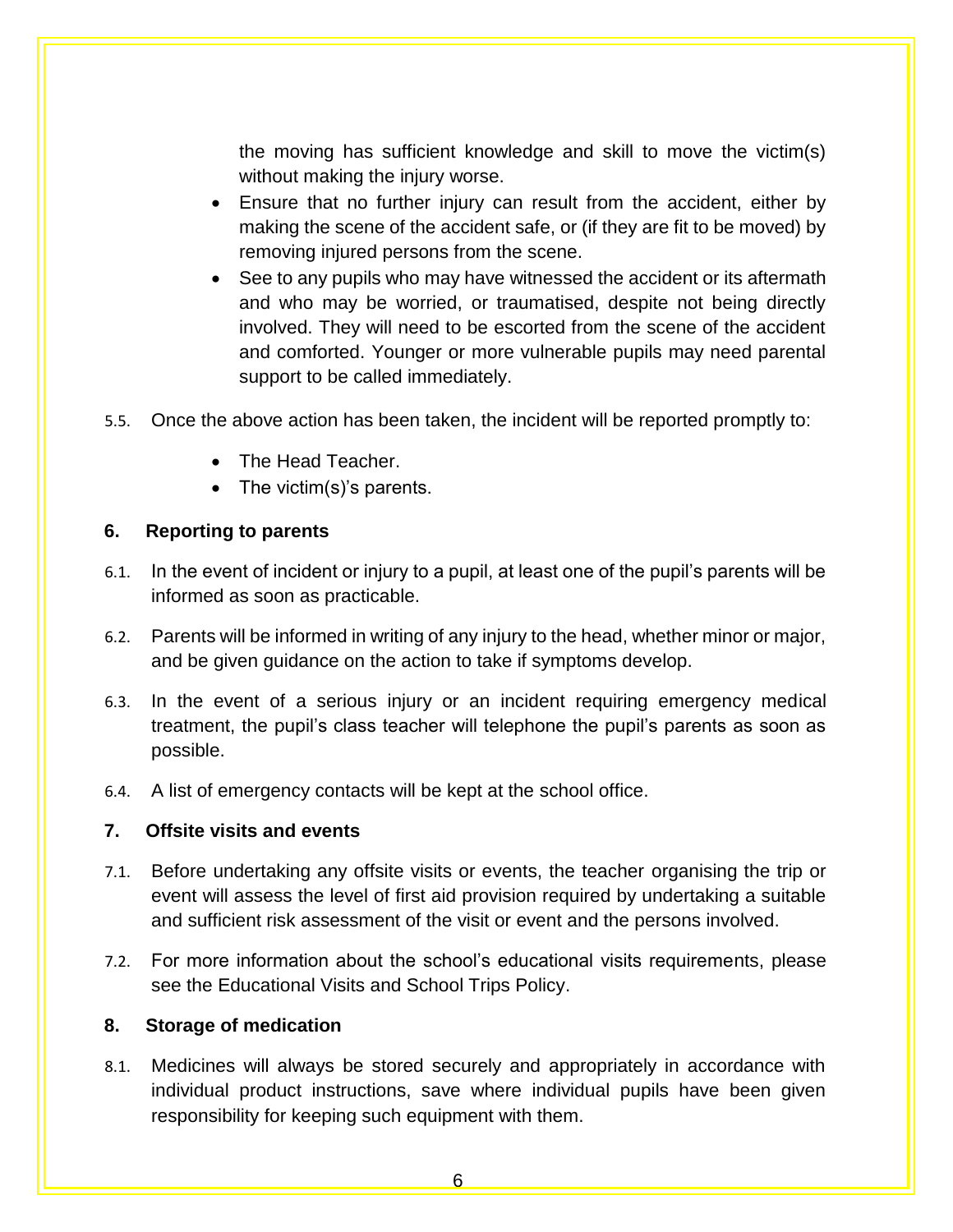the moving has sufficient knowledge and skill to move the victim(s) without making the injury worse.

- Ensure that no further injury can result from the accident, either by making the scene of the accident safe, or (if they are fit to be moved) by removing injured persons from the scene.
- See to any pupils who may have witnessed the accident or its aftermath and who may be worried, or traumatised, despite not being directly involved. They will need to be escorted from the scene of the accident and comforted. Younger or more vulnerable pupils may need parental support to be called immediately.

5.5. Once the above action has been taken, the incident will be reported promptly to:

- The Head Teacher.
- The victim(s)'s parents.

## 6. Reporting to parents

6.1. In the event of incident or injury to a pupil, at least one of the pupil's parents will be informed as soon as practicable.

6.2. Parents will be informed in writing of any injury to the head, whether minor or major, and be given guidance on the action to take if symptoms develop.

6.3. In the event of a serious injury or an incident requiring emergency medical treatment, the pupil's class teacher will telephone the pupil's parents as soon as possible.

6.4. A list of emergency contacts will be kept at the school office.

## 7. Offsite visits and events

7.1. Before undertaking any offsite visits or events, the teacher organising the trip or event will assess the level of first aid provision required by undertaking a suitable and sufficient risk assessment of the visit or event and the persons involved.

7.2. For more information about the school's educational visits requirements, please see the Educational Visits and School Trips Policy.

## 8. Storage of medication

8.1. Medicines will always be stored securely and appropriately in accordance with individual product instructions, save where individual pupils have been given responsibility for keeping such equipment with them.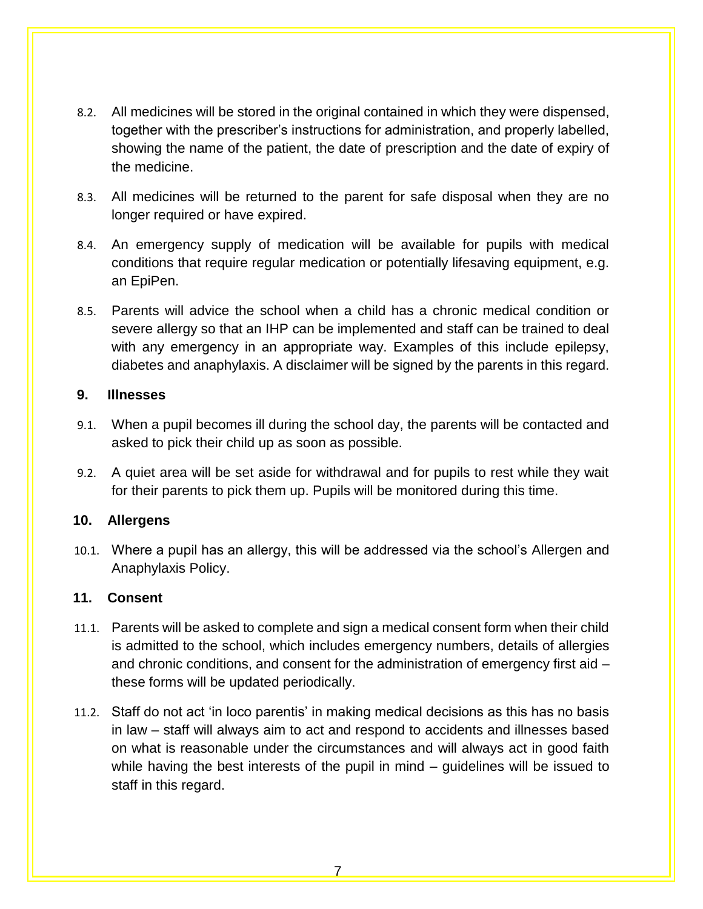8.2. All medicines will be stored in the original contained in which they were dispensed, together with the prescriber's instructions for administration, and properly labelled, showing the name of the patient, the date of prescription and the date of expiry of the medicine.

8.3. All medicines will be returned to the parent for safe disposal when they are no longer required or have expired.

8.4. An emergency supply of medication will be available for pupils with medical conditions that require regular medication or potentially lifesaving equipment, e.g. an EpiPen.

8.5. Parents will advice the school when a child has a chronic medical condition or severe allergy so that an IHP can be implemented and staff can be trained to deal with any emergency in an appropriate way. Examples of this include epilepsy, diabetes and anaphylaxis. A disclaimer will be signed by the parents in this regard.

## 9. Illnesses

9.1. When a pupil becomes ill during the school day, the parents will be contacted and asked to pick their child up as soon as possible.

9.2. A quiet area will be set aside for withdrawal and for pupils to rest while they wait for their parents to pick them up. Pupils will be monitored during this time.

## 10. Allergens

10.1. Where a pupil has an allergy, this will be addressed via the school's Allergen and Anaphylaxis Policy.

## 11. Consent

11.1. Parents will be asked to complete and sign a medical consent form when their child is admitted to the school, which includes emergency numbers, details of allergies and chronic conditions, and consent for the administration of emergency first aid – these forms will be updated periodically.

11.2. Staff do not act 'in loco parentis' in making medical decisions as this has no basis in law – staff will always aim to act and respond to accidents and illnesses based on what is reasonable under the circumstances and will always act in good faith while having the best interests of the pupil in mind – guidelines will be issued to staff in this regard.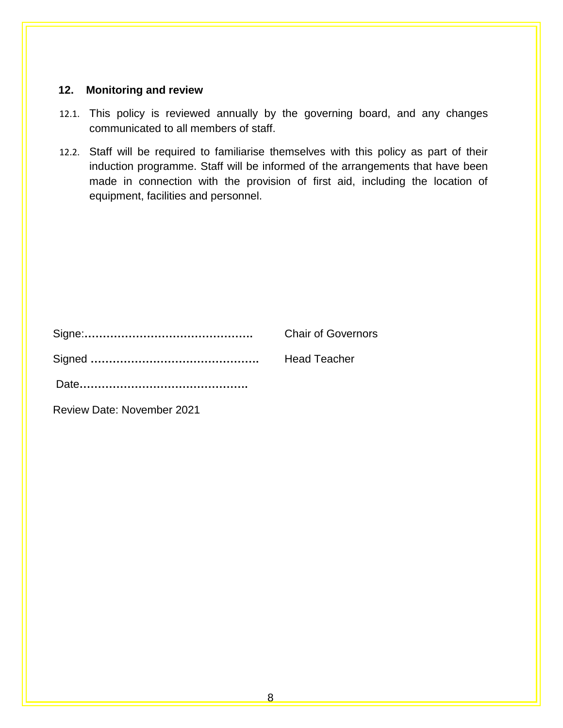## 12. Monitoring and review

12.1. This policy is reviewed annually by the governing board, and any changes communicated to all members of staff.

12.2. Staff will be required to familiarise themselves with this policy as part of their induction programme. Staff will be informed of the arrangements that have been made in connection with the provision of first aid, including the location of equipment, facilities and personnel.

Signe:………………………………………. Chair of Governors

Signed ………………………………………. Head Teacher

Date……………………………………….

Review Date: November 2021